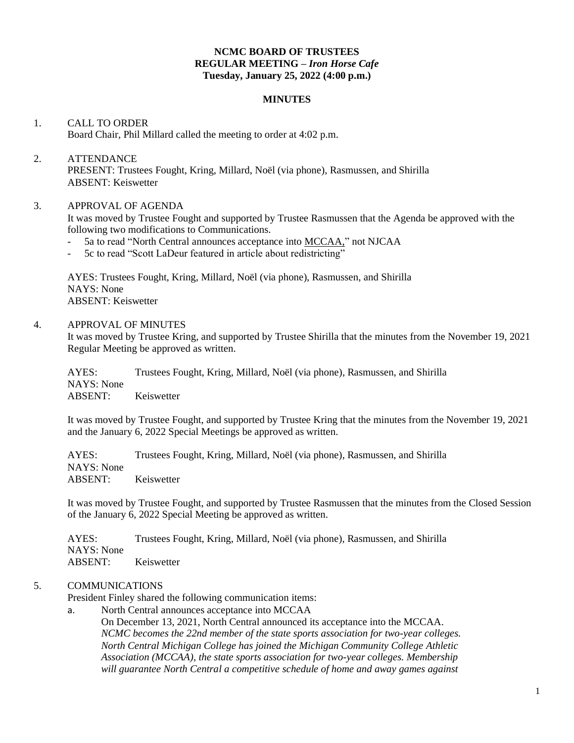**NCMC BOARD OF TRUSTEES**
**REGULAR MEETING – *Iron Horse Cafe***
**Tuesday, January 25, 2022 (4:00 p.m.)**

**MINUTES**

1. CALL TO ORDER
   Board Chair, Phil Millard called the meeting to order at 4:02 p.m.

2. ATTENDANCE
   PRESENT: Trustees Fought, Kring, Millard, Noël (via phone), Rasmussen, and Shirilla
   ABSENT: Keiswetter

3. APPROVAL OF AGENDA
   It was moved by Trustee Fought and supported by Trustee Rasmussen that the Agenda be approved with the following two modifications to Communications.
   - 5a to read "North Central announces acceptance into <u>MCCAA</u>," not NJCAA
   - 5c to read "Scott LaDeur featured in article about redistricting"

   AYES: Trustees Fought, Kring, Millard, Noël (via phone), Rasmussen, and Shirilla
   NAYS: None
   ABSENT: Keiswetter

4. APPROVAL OF MINUTES
   It was moved by Trustee Kring, and supported by Trustee Shirilla that the minutes from the November 19, 2021 Regular Meeting be approved as written.

   AYES: Trustees Fought, Kring, Millard, Noël (via phone), Rasmussen, and Shirilla
   NAYS: None
   ABSENT: Keiswetter

   It was moved by Trustee Fought, and supported by Trustee Kring that the minutes from the November 19, 2021 and the January 6, 2022 Special Meetings be approved as written.

   AYES: Trustees Fought, Kring, Millard, Noël (via phone), Rasmussen, and Shirilla
   NAYS: None
   ABSENT: Keiswetter

   It was moved by Trustee Fought, and supported by Trustee Rasmussen that the minutes from the Closed Session of the January 6, 2022 Special Meeting be approved as written.

   AYES: Trustees Fought, Kring, Millard, Noël (via phone), Rasmussen, and Shirilla
   NAYS: None
   ABSENT: Keiswetter

5. COMMUNICATIONS
   President Finley shared the following communication items:
   a. North Central announces acceptance into MCCAA
      On December 13, 2021, North Central announced its acceptance into the MCCAA.
      *NCMC becomes the 22nd member of the state sports association for two-year colleges. North Central Michigan College has joined the Michigan Community College Athletic Association (MCCAA), the state sports association for two-year colleges. Membership will guarantee North Central a competitive schedule of home and away games against*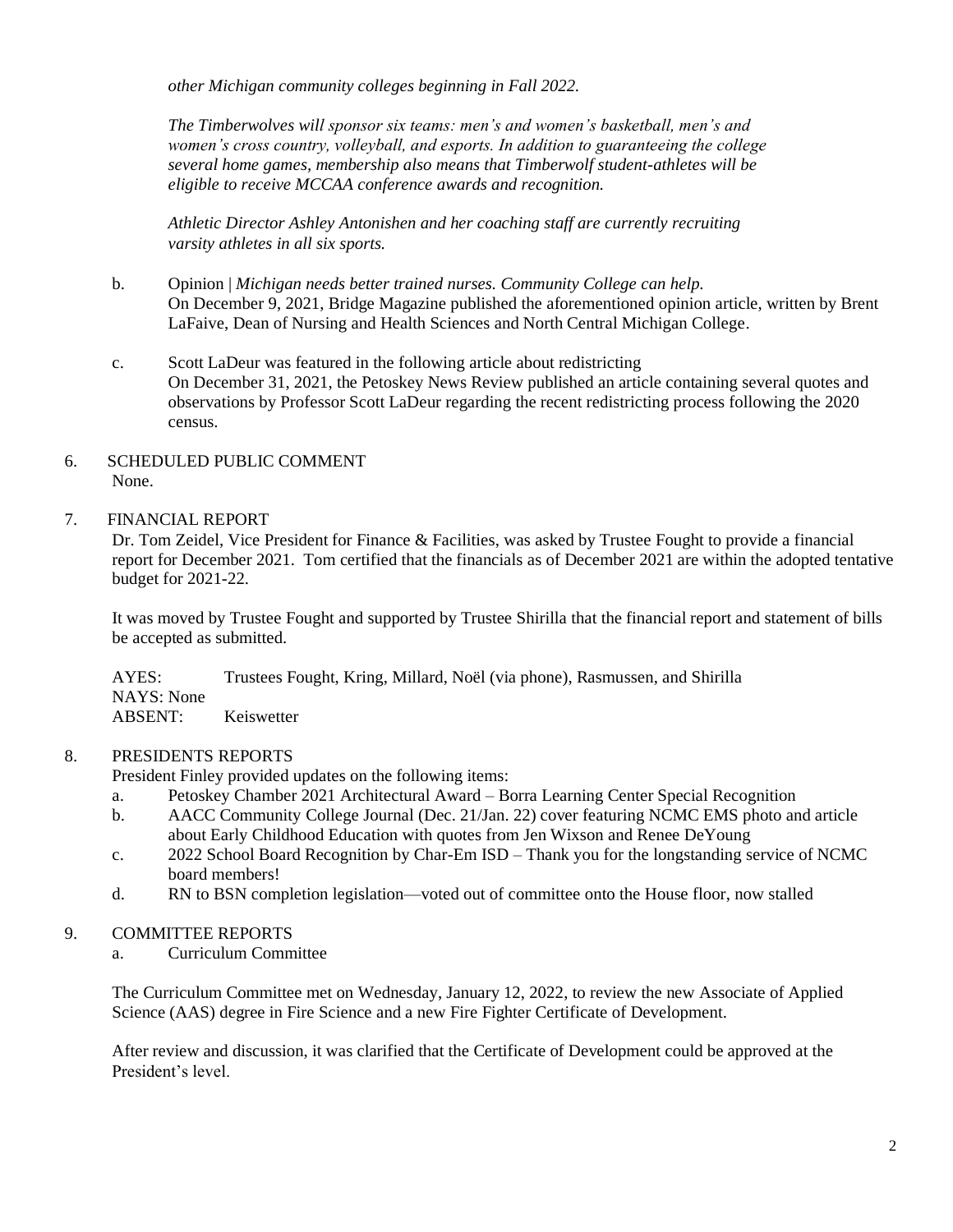*other Michigan community colleges beginning in Fall 2022.*

*The Timberwolves will sponsor six teams: men's and women's basketball, men's and women's cross country, volleyball, and esports. In addition to guaranteeing the college several home games, membership also means that Timberwolf student-athletes will be eligible to receive MCCAA conference awards and recognition.*

*Athletic Director Ashley Antonishen and her coaching staff are currently recruiting varsity athletes in all six sports.*

b. Opinion | *Michigan needs better trained nurses. Community College can help.*
On December 9, 2021, Bridge Magazine published the aforementioned opinion article, written by Brent LaFaive, Dean of Nursing and Health Sciences and North Central Michigan College.

c. Scott LaDeur was featured in the following article about redistricting
On December 31, 2021, the Petoskey News Review published an article containing several quotes and observations by Professor Scott LaDeur regarding the recent redistricting process following the 2020 census.

6. SCHEDULED PUBLIC COMMENT
None.

7. FINANCIAL REPORT
Dr. Tom Zeidel, Vice President for Finance & Facilities, was asked by Trustee Fought to provide a financial report for December 2021. Tom certified that the financials as of December 2021 are within the adopted tentative budget for 2021-22.

It was moved by Trustee Fought and supported by Trustee Shirilla that the financial report and statement of bills be accepted as submitted.

AYES: Trustees Fought, Kring, Millard, Noël (via phone), Rasmussen, and Shirilla
NAYS: None
ABSENT: Keiswetter

8. PRESIDENTS REPORTS
President Finley provided updates on the following items:

a. Petoskey Chamber 2021 Architectural Award – Borra Learning Center Special Recognition
b. AACC Community College Journal (Dec. 21/Jan. 22) cover featuring NCMC EMS photo and article about Early Childhood Education with quotes from Jen Wixson and Renee DeYoung
c. 2022 School Board Recognition by Char-Em ISD – Thank you for the longstanding service of NCMC board members!
d. RN to BSN completion legislation—voted out of committee onto the House floor, now stalled

9. COMMITTEE REPORTS
a. Curriculum Committee

The Curriculum Committee met on Wednesday, January 12, 2022, to review the new Associate of Applied Science (AAS) degree in Fire Science and a new Fire Fighter Certificate of Development.

After review and discussion, it was clarified that the Certificate of Development could be approved at the President's level.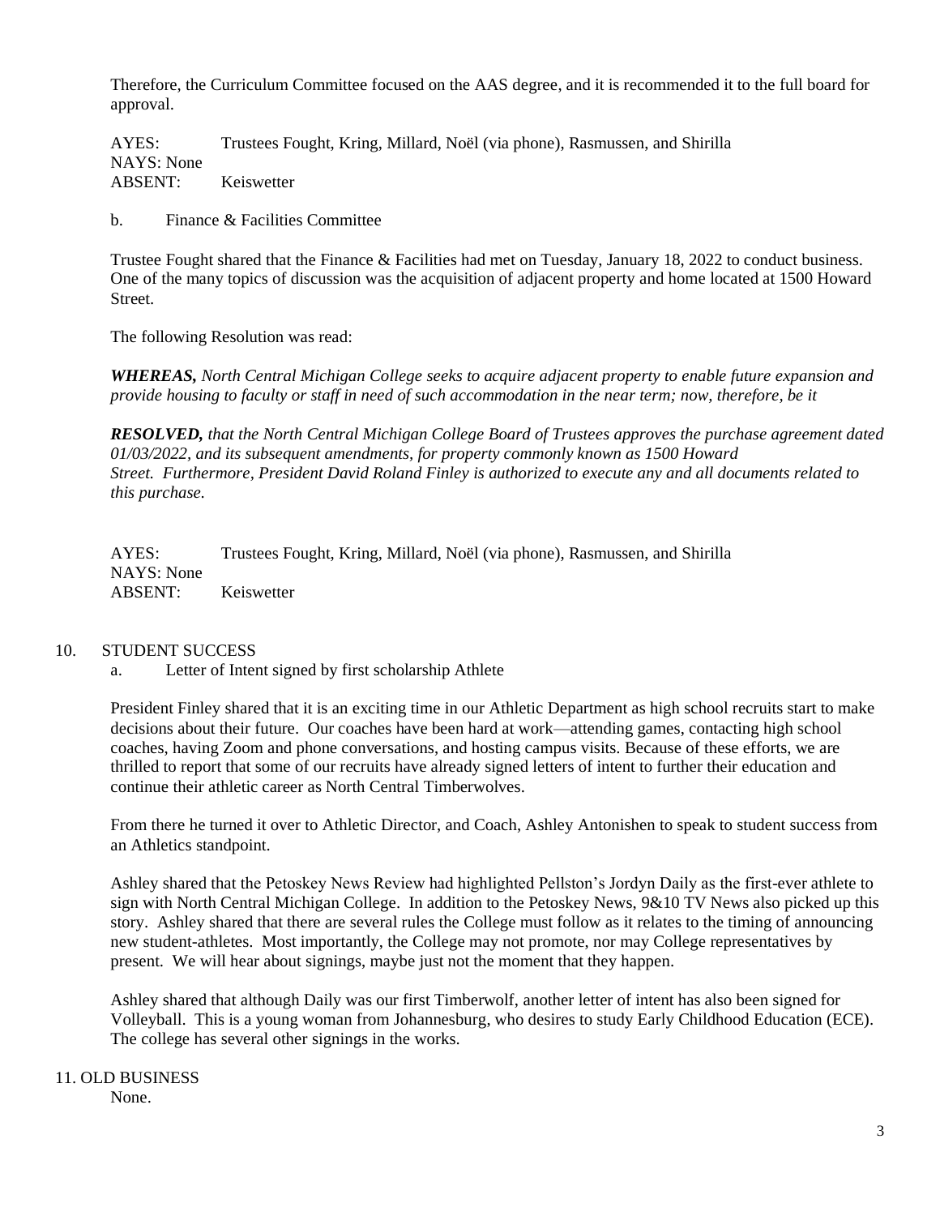Therefore, the Curriculum Committee focused on the AAS degree, and it is recommended it to the full board for approval.

AYES: Trustees Fought, Kring, Millard, Noël (via phone), Rasmussen, and Shirilla
NAYS: None
ABSENT: Keiswetter

b. Finance & Facilities Committee

Trustee Fought shared that the Finance & Facilities had met on Tuesday, January 18, 2022 to conduct business. One of the many topics of discussion was the acquisition of adjacent property and home located at 1500 Howard Street.

The following Resolution was read:

***WHEREAS,*** *North Central Michigan College seeks to acquire adjacent property to enable future expansion and provide housing to faculty or staff in need of such accommodation in the near term; now, therefore, be it*

***RESOLVED,*** *that the North Central Michigan College Board of Trustees approves the purchase agreement dated 01/03/2022, and its subsequent amendments, for property commonly known as 1500 Howard Street. Furthermore, President David Roland Finley is authorized to execute any and all documents related to this purchase.*

AYES: Trustees Fought, Kring, Millard, Noël (via phone), Rasmussen, and Shirilla
NAYS: None
ABSENT: Keiswetter

## 10. STUDENT SUCCESS

a. Letter of Intent signed by first scholarship Athlete

President Finley shared that it is an exciting time in our Athletic Department as high school recruits start to make decisions about their future. Our coaches have been hard at work—attending games, contacting high school coaches, having Zoom and phone conversations, and hosting campus visits. Because of these efforts, we are thrilled to report that some of our recruits have already signed letters of intent to further their education and continue their athletic career as North Central Timberwolves.

From there he turned it over to Athletic Director, and Coach, Ashley Antonishen to speak to student success from an Athletics standpoint.

Ashley shared that the Petoskey News Review had highlighted Pellston's Jordyn Daily as the first-ever athlete to sign with North Central Michigan College. In addition to the Petoskey News, 9&10 TV News also picked up this story. Ashley shared that there are several rules the College must follow as it relates to the timing of announcing new student-athletes. Most importantly, the College may not promote, nor may College representatives by present. We will hear about signings, maybe just not the moment that they happen.

Ashley shared that although Daily was our first Timberwolf, another letter of intent has also been signed for Volleyball. This is a young woman from Johannesburg, who desires to study Early Childhood Education (ECE). The college has several other signings in the works.

## 11. OLD BUSINESS

None.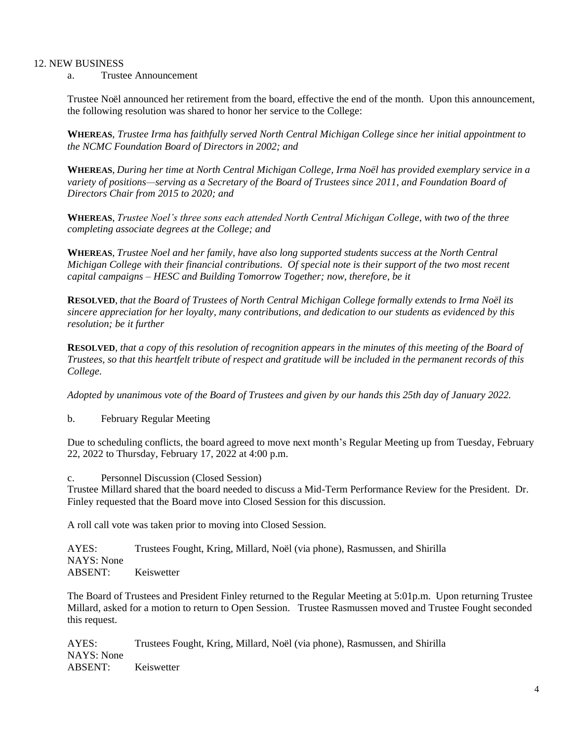12. NEW BUSINESS

a. Trustee Announcement

Trustee Noël announced her retirement from the board, effective the end of the month. Upon this announcement, the following resolution was shared to honor her service to the College:

**WHEREAS**, *Trustee Irma has faithfully served North Central Michigan College since her initial appointment to the NCMC Foundation Board of Directors in 2002; and*

**WHEREAS**, *During her time at North Central Michigan College, Irma Noël has provided exemplary service in a variety of positions—serving as a Secretary of the Board of Trustees since 2011, and Foundation Board of Directors Chair from 2015 to 2020; and*

**WHEREAS**, *Trustee Noel's three sons each attended North Central Michigan College, with two of the three completing associate degrees at the College; and*

**WHEREAS**, *Trustee Noel and her family, have also long supported students success at the North Central Michigan College with their financial contributions. Of special note is their support of the two most recent capital campaigns – HESC and Building Tomorrow Together; now, therefore, be it*

**RESOLVED**, *that the Board of Trustees of North Central Michigan College formally extends to Irma Noël its sincere appreciation for her loyalty, many contributions, and dedication to our students as evidenced by this resolution; be it further*

**RESOLVED**, *that a copy of this resolution of recognition appears in the minutes of this meeting of the Board of Trustees, so that this heartfelt tribute of respect and gratitude will be included in the permanent records of this College.*

*Adopted by unanimous vote of the Board of Trustees and given by our hands this 25th day of January 2022.*

b. February Regular Meeting

Due to scheduling conflicts, the board agreed to move next month's Regular Meeting up from Tuesday, February 22, 2022 to Thursday, February 17, 2022 at 4:00 p.m.

c. Personnel Discussion (Closed Session)

Trustee Millard shared that the board needed to discuss a Mid-Term Performance Review for the President. Dr. Finley requested that the Board move into Closed Session for this discussion.

A roll call vote was taken prior to moving into Closed Session.

AYES: Trustees Fought, Kring, Millard, Noël (via phone), Rasmussen, and Shirilla
NAYS: None
ABSENT: Keiswetter

The Board of Trustees and President Finley returned to the Regular Meeting at 5:01p.m. Upon returning Trustee Millard, asked for a motion to return to Open Session. Trustee Rasmussen moved and Trustee Fought seconded this request.

AYES: Trustees Fought, Kring, Millard, Noël (via phone), Rasmussen, and Shirilla
NAYS: None
ABSENT: Keiswetter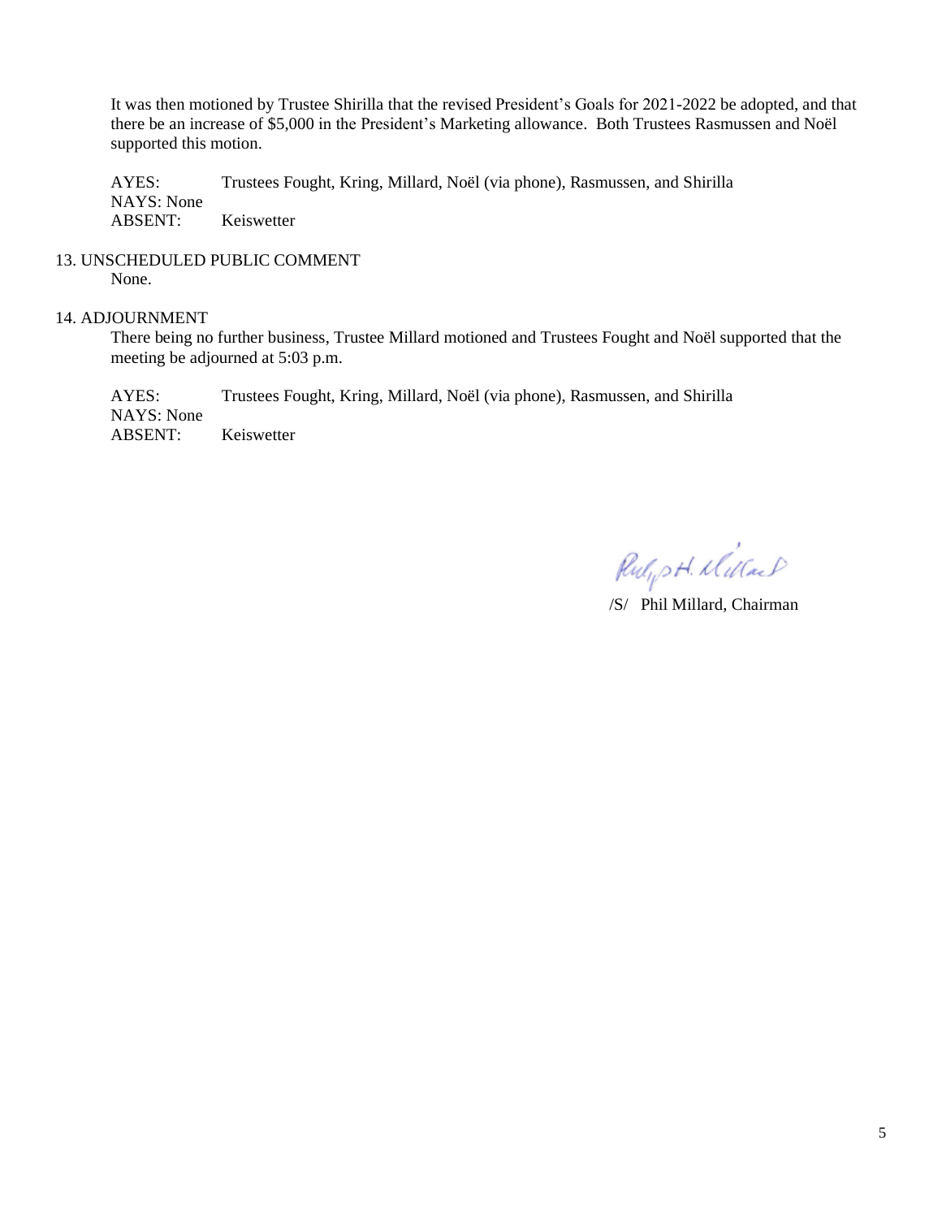It was then motioned by Trustee Shirilla that the revised President's Goals for 2021-2022 be adopted, and that there be an increase of $5,000 in the President's Marketing allowance. Both Trustees Rasmussen and Noël supported this motion.

AYES: Trustees Fought, Kring, Millard, Noël (via phone), Rasmussen, and Shirilla
NAYS: None
ABSENT: Keiswetter

13. UNSCHEDULED PUBLIC COMMENT

None.

14. ADJOURNMENT

There being no further business, Trustee Millard motioned and Trustees Fought and Noël supported that the meeting be adjourned at 5:03 p.m.

AYES: Trustees Fought, Kring, Millard, Noël (via phone), Rasmussen, and Shirilla
NAYS: None
ABSENT: Keiswetter

/S/ Phil Millard, Chairman